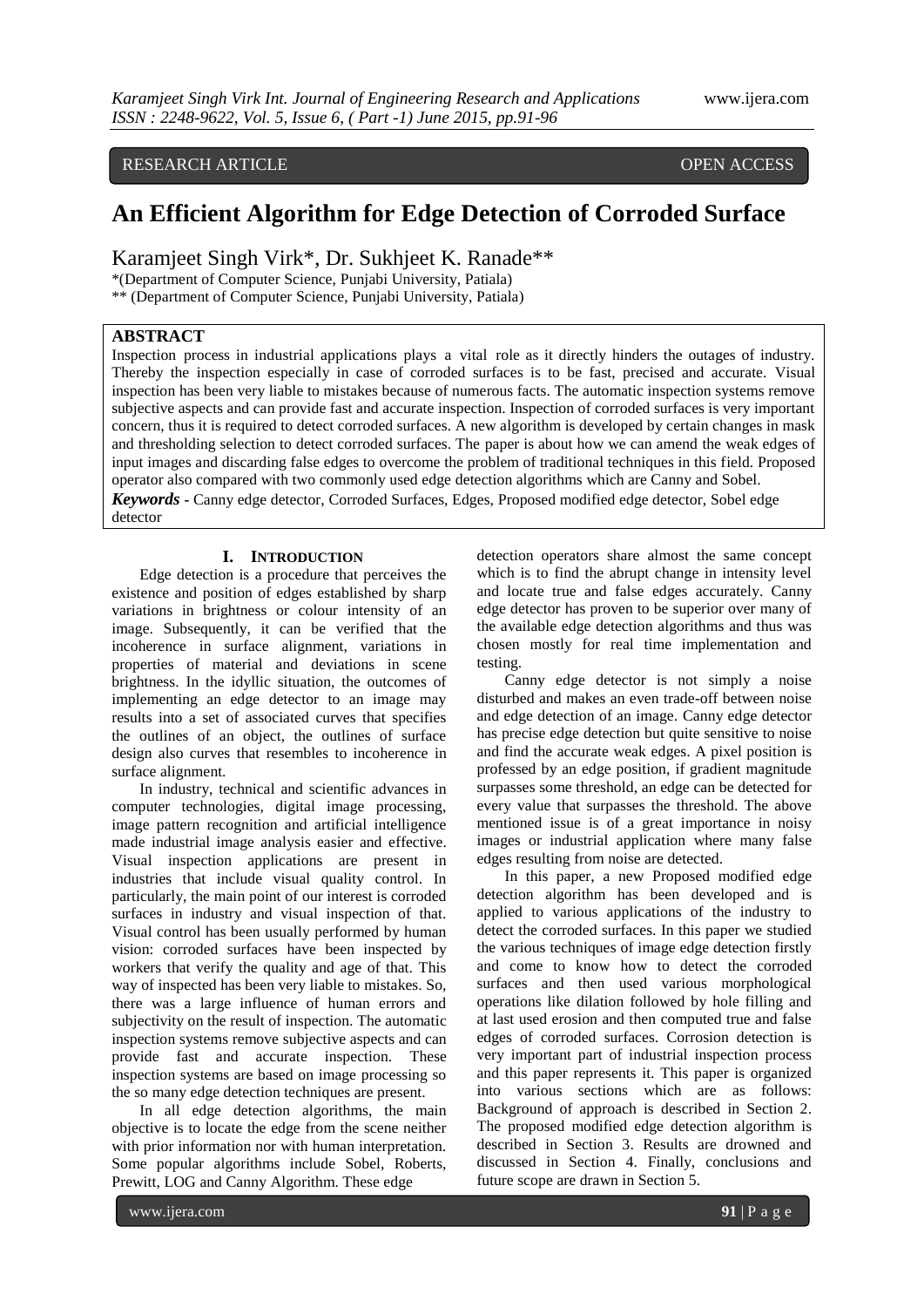RESEARCH ARTICLE OPEN ACCESS

# An Efficient Algorithm for Edge Detection of Corroded Surface

Karamjeet Singh Virk*, Dr. Sukhjeet K. Ranade**

*(Department of Computer Science, Punjabi University, Patiala)
** (Department of Computer Science, Punjabi University, Patiala)

## ABSTRACT

Inspection process in industrial applications plays a vital role as it directly hinders the outages of industry. Thereby the inspection especially in case of corroded surfaces is to be fast, precised and accurate. Visual inspection has been very liable to mistakes because of numerous facts. The automatic inspection systems remove subjective aspects and can provide fast and accurate inspection. Inspection of corroded surfaces is very important concern, thus it is required to detect corroded surfaces. A new algorithm is developed by certain changes in mask and thresholding selection to detect corroded surfaces. The paper is about how we can amend the weak edges of input images and discarding false edges to overcome the problem of traditional techniques in this field. Proposed operator also compared with two commonly used edge detection algorithms which are Canny and Sobel.

***Keywords*** **-** Canny edge detector, Corroded Surfaces, Edges, Proposed modified edge detector, Sobel edge detector

## I. Introduction

Edge detection is a procedure that perceives the existence and position of edges established by sharp variations in brightness or colour intensity of an image. Subsequently, it can be verified that the incoherence in surface alignment, variations in properties of material and deviations in scene brightness. In the idyllic situation, the outcomes of implementing an edge detector to an image may results into a set of associated curves that specifies the outlines of an object, the outlines of surface design also curves that resembles to incoherence in surface alignment.

In industry, technical and scientific advances in computer technologies, digital image processing, image pattern recognition and artificial intelligence made industrial image analysis easier and effective. Visual inspection applications are present in industries that include visual quality control. In particularly, the main point of our interest is corroded surfaces in industry and visual inspection of that. Visual control has been usually performed by human vision: corroded surfaces have been inspected by workers that verify the quality and age of that. This way of inspected has been very liable to mistakes. So, there was a large influence of human errors and subjectivity on the result of inspection. The automatic inspection systems remove subjective aspects and can provide fast and accurate inspection. These inspection systems are based on image processing so the so many edge detection techniques are present.

In all edge detection algorithms, the main objective is to locate the edge from the scene neither with prior information nor with human interpretation. Some popular algorithms include Sobel, Roberts, Prewitt, LOG and Canny Algorithm. These edge detection operators share almost the same concept which is to find the abrupt change in intensity level and locate true and false edges accurately. Canny edge detector has proven to be superior over many of the available edge detection algorithms and thus was chosen mostly for real time implementation and testing.

Canny edge detector is not simply a noise disturbed and makes an even trade-off between noise and edge detection of an image. Canny edge detector has precise edge detection but quite sensitive to noise and find the accurate weak edges. A pixel position is professed by an edge position, if gradient magnitude surpasses some threshold, an edge can be detected for every value that surpasses the threshold. The above mentioned issue is of a great importance in noisy images or industrial application where many false edges resulting from noise are detected.

In this paper, a new Proposed modified edge detection algorithm has been developed and is applied to various applications of the industry to detect the corroded surfaces. In this paper we studied the various techniques of image edge detection firstly and come to know how to detect the corroded surfaces and then used various morphological operations like dilation followed by hole filling and at last used erosion and then computed true and false edges of corroded surfaces. Corrosion detection is very important part of industrial inspection process and this paper represents it. This paper is organized into various sections which are as follows: Background of approach is described in Section 2. The proposed modified edge detection algorithm is described in Section 3. Results are drowned and discussed in Section 4. Finally, conclusions and future scope are drawn in Section 5.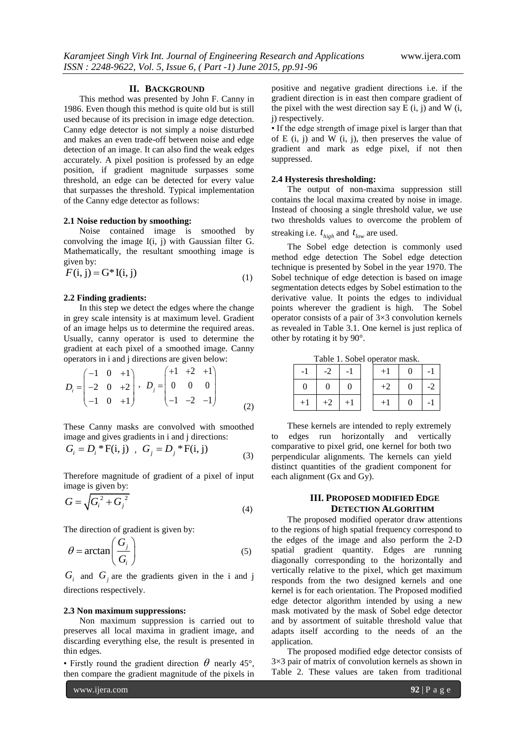## II. BACKGROUND

This method was presented by John F. Canny in 1986. Even though this method is quite old but is still used because of its precision in image edge detection. Canny edge detector is not simply a noise disturbed and makes an even trade-off between noise and edge detection of an image. It can also find the weak edges accurately. A pixel position is professed by an edge position, if gradient magnitude surpasses some threshold, an edge can be detected for every value that surpasses the threshold. Typical implementation of the Canny edge detector as follows:

### 2.1 Noise reduction by smoothing:

Noise contained image is smoothed by convolving the image I(i, j) with Gaussian filter G. Mathematically, the resultant smoothing image is given by:

$$F(\mathrm{i, j}) = \mathrm{G}^* \mathrm{I(i, j)} \tag{1}$$

### 2.2 Finding gradients:

In this step we detect the edges where the change in grey scale intensity is at maximum level. Gradient of an image helps us to determine the required areas. Usually, canny operator is used to determine the gradient at each pixel of a smoothed image. Canny operators in i and j directions are given below:

$$D_i = \begin{pmatrix} -1 & 0 & +1 \\ -2 & 0 & +2 \\ -1 & 0 & +1 \end{pmatrix}, \quad D_j = \begin{pmatrix} +1 & +2 & +1 \\ 0 & 0 & 0 \\ -1 & -2 & -1 \end{pmatrix} \tag{2}$$

These Canny masks are convolved with smoothed image and gives gradients in i and j directions:

$$G_i = D_i * \mathrm{F(i, j)} \;\;,\;\; G_j = D_j * \mathrm{F(i, j)} \tag{3}$$

Therefore magnitude of gradient of a pixel of input image is given by:

$$G = \sqrt{G_i^{\,2} + G_j^{\,2}} \tag{4}$$

The direction of gradient is given by:

$$\theta = \arctan\left(\frac{G_j}{G_i}\right) \tag{5}$$

$G_i$ and $G_j$ are the gradients given in the i and j directions respectively.

### 2.3 Non maximum suppressions:

Non maximum suppression is carried out to preserves all local maxima in gradient image, and discarding everything else, the result is presented in thin edges.

- Firstly round the gradient direction $\theta$ nearly 45°, then compare the gradient magnitude of the pixels in positive and negative gradient directions i.e. if the gradient direction is in east then compare gradient of the pixel with the west direction say E (i, j) and W (i, j) respectively.
- If the edge strength of image pixel is larger than that of E (i, j) and W (i, j), then preserves the value of gradient and mark as edge pixel, if not then suppressed.

### 2.4 Hysteresis thresholding:

The output of non-maxima suppression still contains the local maxima created by noise in image. Instead of choosing a single threshold value, we use two thresholds values to overcome the problem of streaking i.e. $t_{high}$ and $t_{low}$ are used.

The Sobel edge detection is commonly used method edge detection The Sobel edge detection technique is presented by Sobel in the year 1970. The Sobel technique of edge detection is based on image segmentation detects edges by Sobel estimation to the derivative value. It points the edges to individual points wherever the gradient is high. The Sobel operator consists of a pair of 3×3 convolution kernels as revealed in Table 3.1. One kernel is just replica of other by rotating it by 90°.

Table 1. Sobel operator mask.

| -1 | -2 | -1 |
|---|---|---|
| 0 | 0 | 0 |
| +1 | +2 | +1 |

| +1 | 0 | -1 |
|---|---|---|
| +2 | 0 | -2 |
| +1 | 0 | -1 |

These kernels are intended to reply extremely to edges run horizontally and vertically comparative to pixel grid, one kernel for both two perpendicular alignments. The kernels can yield distinct quantities of the gradient component for each alignment (Gx and Gy).

## III. PROPOSED MODIFIED EDGE DETECTION ALGORITHM

The proposed modified operator draw attentions to the regions of high spatial frequency correspond to the edges of the image and also perform the 2-D spatial gradient quantity. Edges are running diagonally corresponding to the horizontally and vertically relative to the pixel, which get maximum responds from the two designed kernels and one kernel is for each orientation. The Proposed modified edge detector algorithm intended by using a new mask motivated by the mask of Sobel edge detector and by assortment of suitable threshold value that adapts itself according to the needs of an the application.

The proposed modified edge detector consists of 3×3 pair of matrix of convolution kernels as shown in Table 2. These values are taken from traditional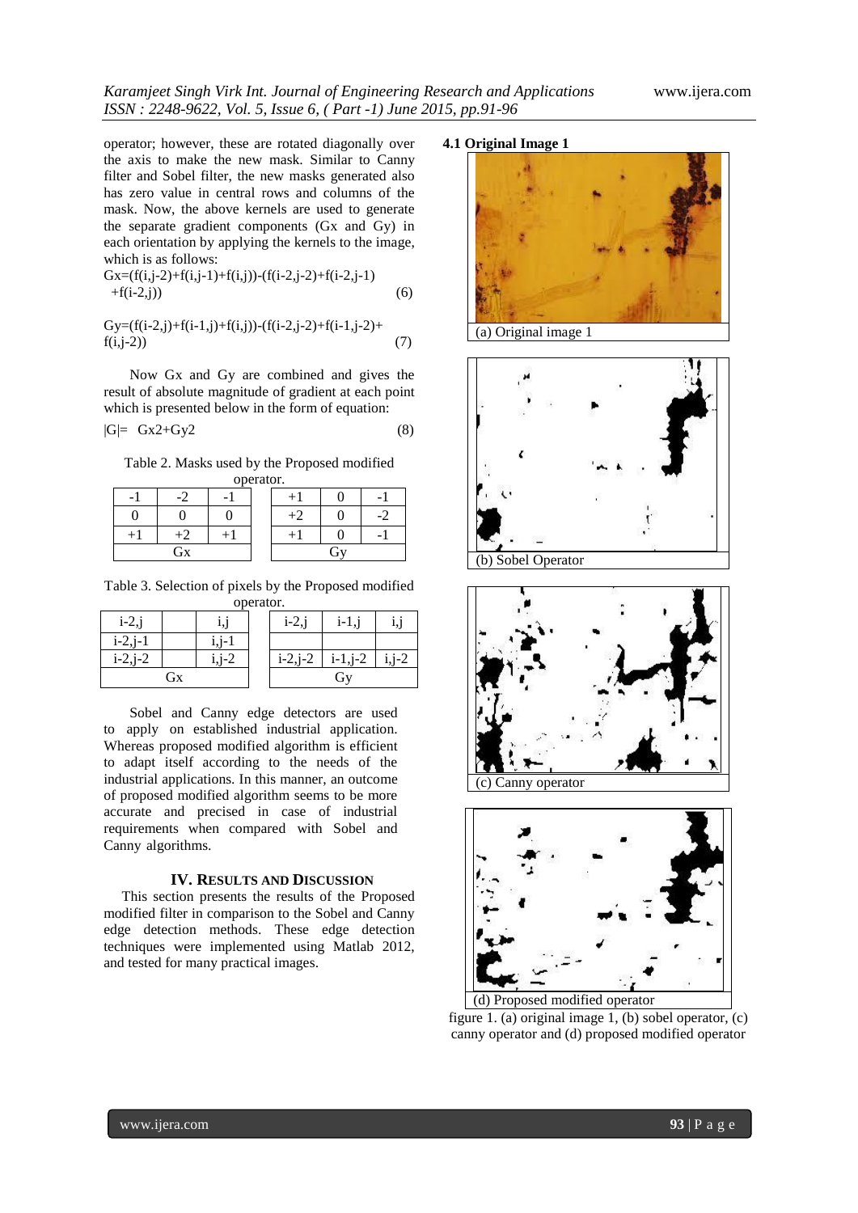operator; however, these are rotated diagonally over the axis to make the new mask. Similar to Canny filter and Sobel filter, the new masks generated also has zero value in central rows and columns of the mask. Now, the above kernels are used to generate the separate gradient components (Gx and Gy) in each orientation by applying the kernels to the image, which is as follows:

$$Gx=(f(i,j-2)+f(i,j-1)+f(i,j))-(f(i-2,j-2)+f(i-2,j-1)+f(i-2,j)) \quad (6)$$

$$Gy=(f(i-2,j)+f(i-1,j)+f(i,j))-(f(i-2,j-2)+f(i-1,j-2)+f(i,j-2)) \quad (7)$$

Now Gx and Gy are combined and gives the result of absolute magnitude of gradient at each point which is presented below in the form of equation:

$$|G|= Gx2+Gy2 \quad (8)$$

Table 2. Masks used by the Proposed modified operator.

| -1 | -2 | -1 | | +1 | 0 | -1 |
|---|---|---|---|---|---|---|
| 0 | 0 | 0 | | +2 | 0 | -2 |
| +1 | +2 | +1 | | +1 | 0 | -1 |
| Gx | | | | Gy | | |

Table 3. Selection of pixels by the Proposed modified operator.

| i-2,j | | i,j | | i-2,j | i-1,j | i,j |
|---|---|---|---|---|---|---|
| i-2,j-1 | | i,j-1 | | | | |
| i-2,j-2 | | i,j-2 | | i-2,j-2 | i-1,j-2 | i,j-2 |
| Gx | | | | Gy | | |

Sobel and Canny edge detectors are used to apply on established industrial application. Whereas proposed modified algorithm is efficient to adapt itself according to the needs of the industrial applications. In this manner, an outcome of proposed modified algorithm seems to be more accurate and precised in case of industrial requirements when compared with Sobel and Canny algorithms.

## IV. Results and Discussion

This section presents the results of the Proposed modified filter in comparison to the Sobel and Canny edge detection methods. These edge detection techniques were implemented using Matlab 2012, and tested for many practical images.

### 4.1 Original Image 1

(a) Original image 1

(b) Sobel Operator

(c) Canny operator

(d) Proposed modified operator

figure 1. (a) original image 1, (b) sobel operator, (c) canny operator and (d) proposed modified operator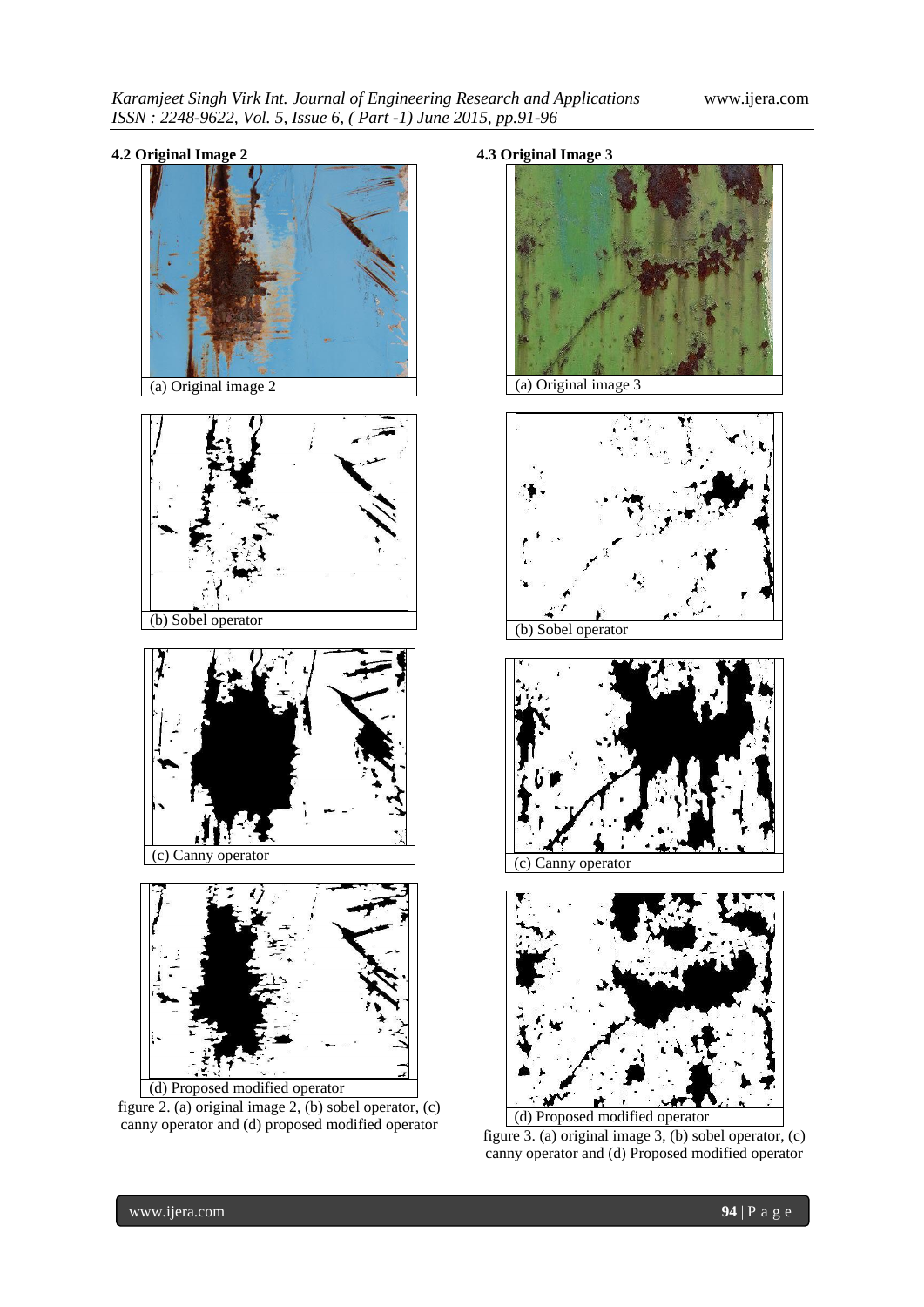### 4.2 Original Image 2

(a) Original image 2

(b) Sobel operator

(c) Canny operator

(d) Proposed modified operator

figure 2. (a) original image 2, (b) sobel operator, (c) canny operator and (d) proposed modified operator

### 4.3 Original Image 3

(a) Original image 3

(b) Sobel operator

(c) Canny operator

(d) Proposed modified operator

figure 3. (a) original image 3, (b) sobel operator, (c) canny operator and (d) Proposed modified operator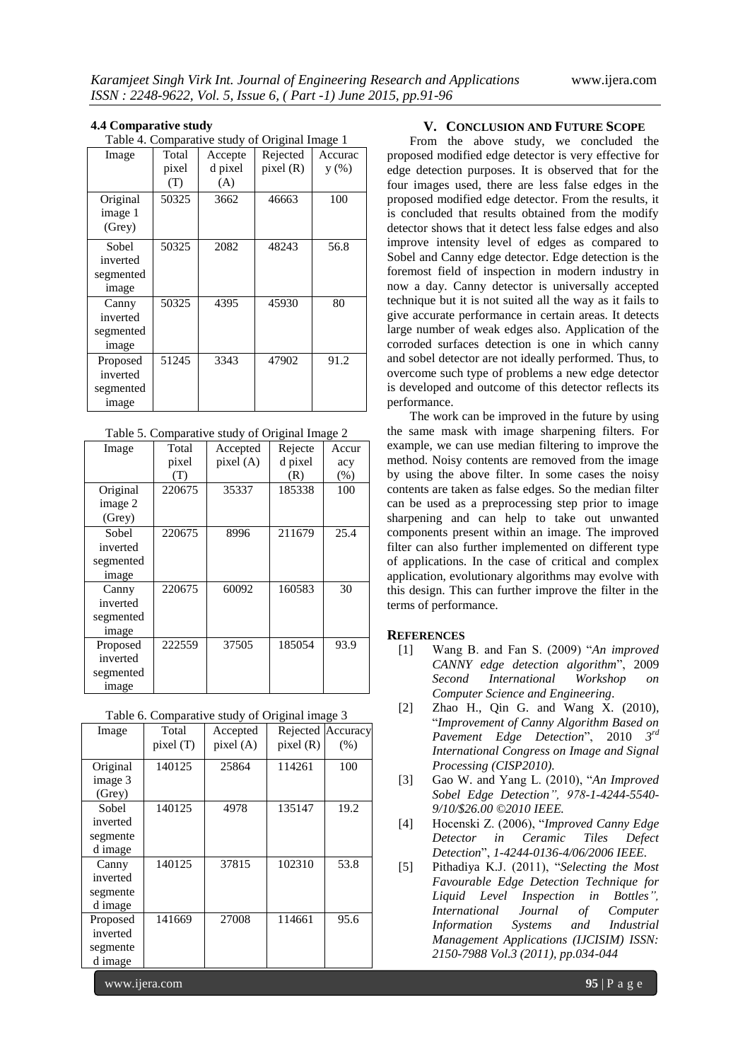### 4.4 Comparative study

Table 4. Comparative study of Original Image 1

| Image | Total pixel (T) | Accepted pixel (A) | Rejected pixel (R) | Accuracy (%) |
|---|---|---|---|---|
| Original image 1 (Grey) | 50325 | 3662 | 46663 | 100 |
| Sobel inverted segmented image | 50325 | 2082 | 48243 | 56.8 |
| Canny inverted segmented image | 50325 | 4395 | 45930 | 80 |
| Proposed inverted segmented image | 51245 | 3343 | 47902 | 91.2 |

Table 5. Comparative study of Original Image 2

| Image | Total pixel (T) | Accepted pixel (A) | Rejected pixel (R) | Accuracy (%) |
|---|---|---|---|---|
| Original image 2 (Grey) | 220675 | 35337 | 185338 | 100 |
| Sobel inverted segmented image | 220675 | 8996 | 211679 | 25.4 |
| Canny inverted segmented image | 220675 | 60092 | 160583 | 30 |
| Proposed inverted segmented image | 222559 | 37505 | 185054 | 93.9 |

Table 6. Comparative study of Original image 3

| Image | Total pixel (T) | Accepted pixel (A) | Rejected pixel (R) | Accuracy (%) |
|---|---|---|---|---|
| Original image 3 (Grey) | 140125 | 25864 | 114261 | 100 |
| Sobel inverted segmented image | 140125 | 4978 | 135147 | 19.2 |
| Canny inverted segmented image | 140125 | 37815 | 102310 | 53.8 |
| Proposed inverted segmented image | 141669 | 27008 | 114661 | 95.6 |

## V. CONCLUSION AND FUTURE SCOPE

From the above study, we concluded the proposed modified edge detector is very effective for edge detection purposes. It is observed that for the four images used, there are less false edges in the proposed modified edge detector. From the results, it is concluded that results obtained from the modify detector shows that it detect less false edges and also improve intensity level of edges as compared to Sobel and Canny edge detector. Edge detection is the foremost field of inspection in modern industry in now a day. Canny detector is universally accepted technique but it is not suited all the way as it fails to give accurate performance in certain areas. It detects large number of weak edges also. Application of the corroded surfaces detection is one in which canny and sobel detector are not ideally performed. Thus, to overcome such type of problems a new edge detector is developed and outcome of this detector reflects its performance.

The work can be improved in the future by using the same mask with image sharpening filters. For example, we can use median filtering to improve the method. Noisy contents are removed from the image by using the above filter. In some cases the noisy contents are taken as false edges. So the median filter can be used as a preprocessing step prior to image sharpening and can help to take out unwanted components present within an image. The improved filter can also further implemented on different type of applications. In the case of critical and complex application, evolutionary algorithms may evolve with this design. This can further improve the filter in the terms of performance.

## REFERENCES

[1] Wang B. and Fan S. (2009) "*An improved CANNY edge detection algorithm*", 2009 *Second International Workshop on Computer Science and Engineering*.

[2] Zhao H., Qin G. and Wang X. (2010), "*Improvement of Canny Algorithm Based on Pavement Edge Detection*", 2010 *3rd International Congress on Image and Signal Processing (CISP2010).*

[3] Gao W. and Yang L. (2010), "*An Improved Sobel Edge Detection", 978-1-4244-5540-9/10/$26.00 ©2010 IEEE.*

[4] Hocenski Z. (2006), "*Improved Canny Edge Detector in Ceramic Tiles Defect Detection*", *1-4244-0136-4/06/2006 IEEE.*

[5] Pithadiya K.J. (2011), "*Selecting the Most Favourable Edge Detection Technique for Liquid Level Inspection in Bottles", International Journal of Computer Information Systems and Industrial Management Applications (IJCSIM) ISSN: 2150-7988 Vol.3 (2011), pp.034-044*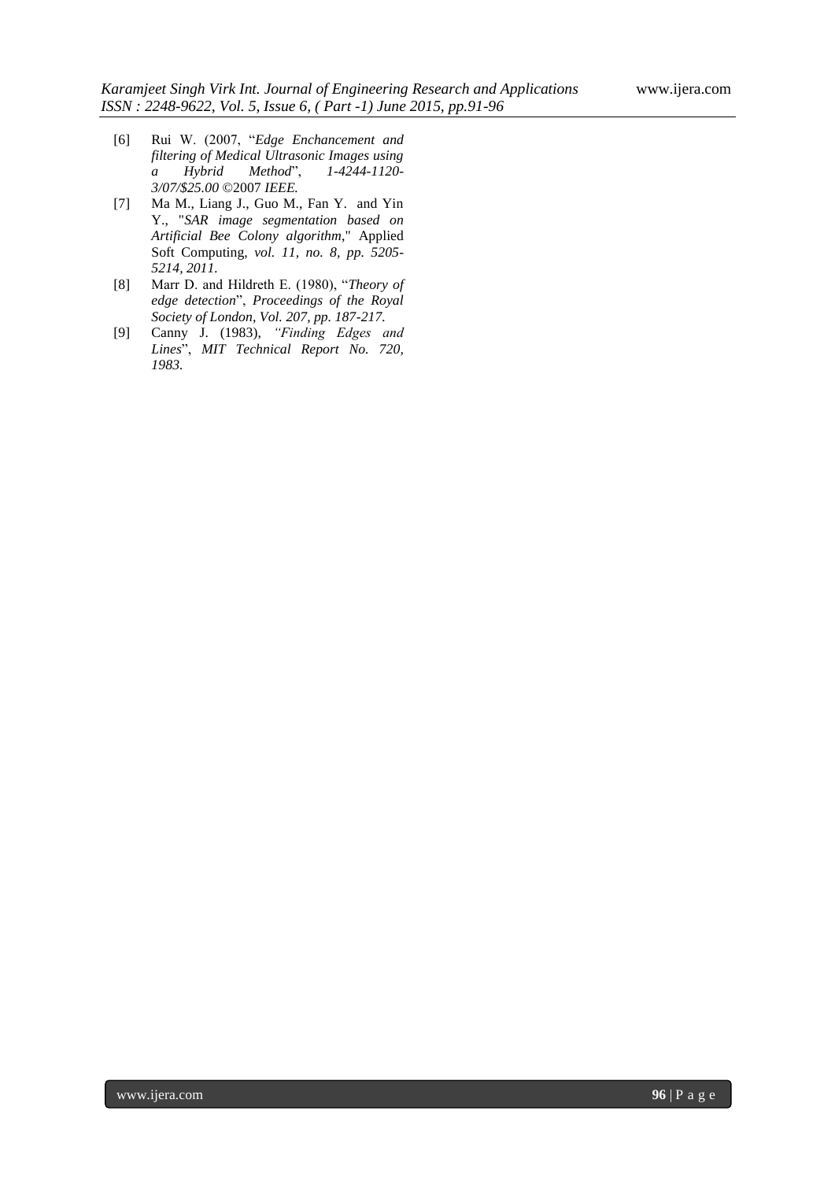[6] Rui W. (2007, "*Edge Enchancement and filtering of Medical Ultrasonic Images using a Hybrid Method*", *1-4244-1120-3/07/$25.00* ©2007 *IEEE.*

[7] Ma M., Liang J., Guo M., Fan Y. and Yin Y., "*SAR image segmentation based on Artificial Bee Colony algorithm*," Applied Soft Computing, *vol. 11, no. 8, pp. 5205-5214, 2011.*

[8] Marr D. and Hildreth E. (1980), "*Theory of edge detection*", *Proceedings of the Royal Society of London, Vol. 207, pp. 187-217.*

[9] Canny J. (1983), *"Finding Edges and Lines*", *MIT Technical Report No. 720, 1983.*